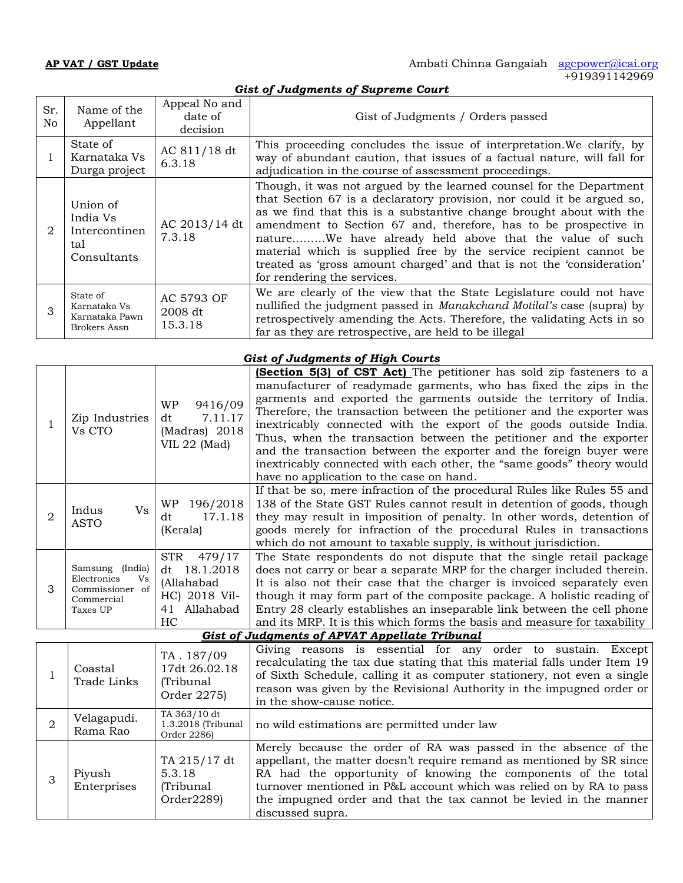**AP VAT / GST Update** Ambati Chinna Gangaiah agcpower@icai.org +919391142969

### *Gist of Judgments of Supreme Court*

| Sr. No | Name of the Appellant | Appeal No and date of decision | Gist of Judgments / Orders passed |
|---|---|---|---|
| 1 | State of Karnataka Vs Durga project | AC 811/18 dt 6.3.18 | This proceeding concludes the issue of interpretation.We clarify, by way of abundant caution, that issues of a factual nature, will fall for adjudication in the course of assessment proceedings. |
| 2 | Union of India Vs Intercontinental Consultants | AC 2013/14 dt 7.3.18 | Though, it was not argued by the learned counsel for the Department that Section 67 is a declaratory provision, nor could it be argued so, as we find that this is a substantive change brought about with the amendment to Section 67 and, therefore, has to be prospective in nature.........We have already held above that the value of such material which is supplied free by the service recipient cannot be treated as 'gross amount charged' and that is not the 'consideration' for rendering the services. |
| 3 | State of Karnataka Vs Karnataka Pawn Brokers Assn | AC 5793 OF 2008 dt 15.3.18 | We are clearly of the view that the State Legislature could not have nullified the judgment passed in *Manakchand Motilal's* case (supra) by retrospectively amending the Acts. Therefore, the validating Acts in so far as they are retrospective, are held to be illegal |

### *Gist of Judgments of High Courts*

| | | | |
|---|---|---|---|
| 1 | Zip Industries Vs CTO | WP 9416/09 dt 7.11.17 (Madras) 2018 VIL 22 (Mad) | **(Section 5(3) of CST Act)** The petitioner has sold zip fasteners to a manufacturer of readymade garments, who has fixed the zips in the garments and exported the garments outside the territory of India. Therefore, the transaction between the petitioner and the exporter was inextricably connected with the export of the goods outside India. Thus, when the transaction between the petitioner and the exporter and the transaction between the exporter and the foreign buyer were inextricably connected with each other, the "same goods" theory would have no application to the case on hand. |
| 2 | Indus Vs ASTO | WP 196/2018 dt 17.1.18 (Kerala) | If that be so, mere infraction of the procedural Rules like Rules 55 and 138 of the State GST Rules cannot result in detention of goods, though they may result in imposition of penalty. In other words, detention of goods merely for infraction of the procedural Rules in transactions which do not amount to taxable supply, is without jurisdiction. |
| 3 | Samsung (India) Electronics Vs Commissioner of Commercial Taxes UP | STR 479/17 dt 18.1.2018 (Allahabad HC) 2018 Vil-41 Allahabad HC | The State respondents do not dispute that the single retail package does not carry or bear a separate MRP for the charger included therein. It is also not their case that the charger is invoiced separately even though it may form part of the composite package. A holistic reading of Entry 28 clearly establishes an inseparable link between the cell phone and its MRP. It is this which forms the basis and measure for taxability |

### *Gist of Judgments of APVAT Appellate Tribunal*

| | | | |
|---|---|---|---|
| 1 | Coastal Trade Links | TA . 187/09 17dt 26.02.18 (Tribunal Order 2275) | Giving reasons is essential for any order to sustain. Except recalculating the tax due stating that this material falls under Item 19 of Sixth Schedule, calling it as computer stationery, not even a single reason was given by the Revisional Authority in the impugned order or in the show-cause notice. |
| 2 | Velagapudi. Rama Rao | TA 363/10 dt 1.3.2018 (Tribunal Order 2286) | no wild estimations are permitted under law |
| 3 | Piyush Enterprises | TA 215/17 dt 5.3.18 (Tribunal Order2289) | Merely because the order of RA was passed in the absence of the appellant, the matter doesn't require remand as mentioned by SR since RA had the opportunity of knowing the components of the total turnover mentioned in P&L account which was relied on by RA to pass the impugned order and that the tax cannot be levied in the manner discussed supra. |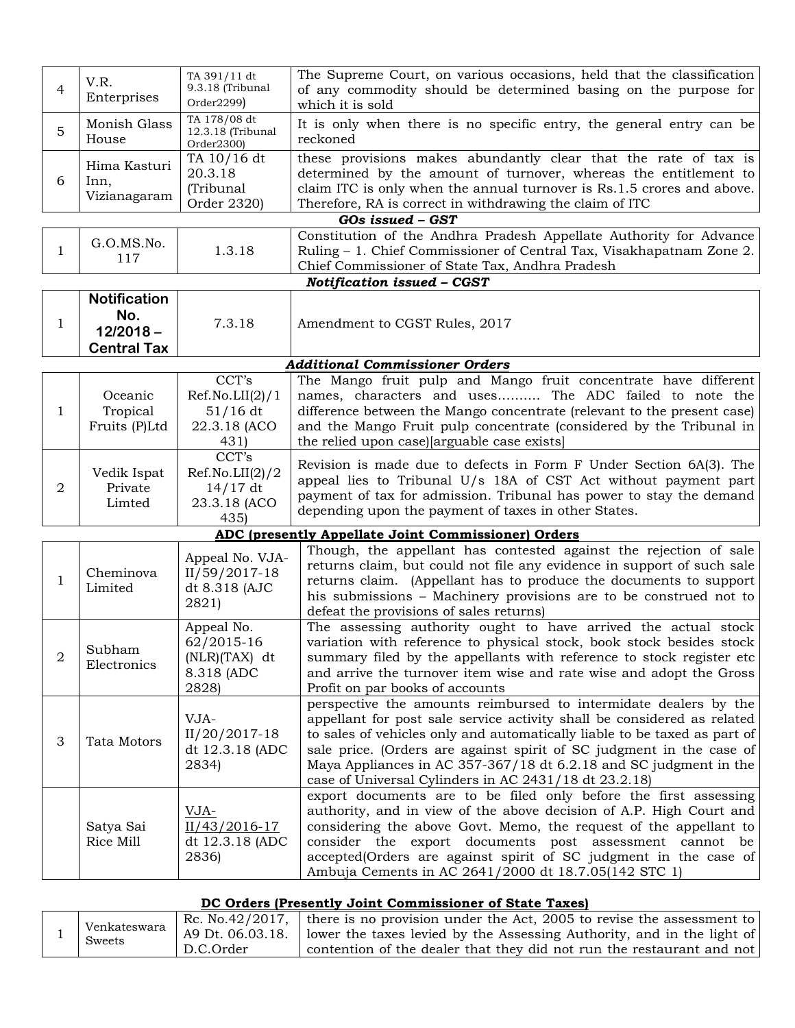| | | | |
|---|---|---|---|
| 4 | V.R. Enterprises | TA 391/11 dt 9.3.18 (Tribunal Order2299) | The Supreme Court, on various occasions, held that the classification of any commodity should be determined basing on the purpose for which it is sold |
| 5 | Monish Glass House | TA 178/08 dt 12.3.18 (Tribunal Order2300) | It is only when there is no specific entry, the general entry can be reckoned |
| 6 | Hima Kasturi Inn, Vizianagaram | TA 10/16 dt 20.3.18 (Tribunal Order 2320) | these provisions makes abundantly clear that the rate of tax is determined by the amount of turnover, whereas the entitlement to claim ITC is only when the annual turnover is Rs.1.5 crores and above. Therefore, RA is correct in withdrawing the claim of ITC |

***GOs issued – GST***

| | | | |
|---|---|---|---|
| 1 | G.O.MS.No. 117 | 1.3.18 | Constitution of the Andhra Pradesh Appellate Authority for Advance Ruling – 1. Chief Commissioner of Central Tax, Visakhapatnam Zone 2. Chief Commissioner of State Tax, Andhra Pradesh |

***Notification issued – CGST***

| | | | |
|---|---|---|---|
| 1 | **Notification No. 12/2018 – Central Tax** | 7.3.18 | Amendment to CGST Rules, 2017 |

***Additional Commissioner Orders***

| | | | |
|---|---|---|---|
| 1 | Oceanic Tropical Fruits (P)Ltd | CCT's Ref.No.LII(2)/151/16 dt 22.3.18 (ACO 431) | The Mango fruit pulp and Mango fruit concentrate have different names, characters and uses.......... The ADC failed to note the difference between the Mango concentrate (relevant to the present case) and the Mango Fruit pulp concentrate (considered by the Tribunal in the relied upon case)[arguable case exists] |
| 2 | Vedik Ispat Private Limted | CCT's Ref.No.LII(2)/214/17 dt 23.3.18 (ACO 435) | Revision is made due to defects in Form F Under Section 6A(3). The appeal lies to Tribunal U/s 18A of CST Act without payment part payment of tax for admission. Tribunal has power to stay the demand depending upon the payment of taxes in other States. |

**ADC (presently Appellate Joint Commissioner) Orders**

| | | | |
|---|---|---|---|
| 1 | Cheminova Limited | Appeal No. VJA-II/59/2017-18 dt 8.318 (AJC 2821) | Though, the appellant has contested against the rejection of sale returns claim, but could not file any evidence in support of such sale returns claim. (Appellant has to produce the documents to support his submissions – Machinery provisions are to be construed not to defeat the provisions of sales returns) |
| 2 | Subham Electronics | Appeal No. 62/2015-16 (NLR)(TAX) dt 8.318 (ADC 2828) | The assessing authority ought to have arrived the actual stock variation with reference to physical stock, book stock besides stock summary filed by the appellants with reference to stock register etc and arrive the turnover item wise and rate wise and adopt the Gross Profit on par books of accounts |
| 3 | Tata Motors | VJA-II/20/2017-18 dt 12.3.18 (ADC 2834) | perspective the amounts reimbursed to intermidate dealers by the appellant for post sale service activity shall be considered as related to sales of vehicles only and automatically liable to be taxed as part of sale price. (Orders are against spirit of SC judgment in the case of Maya Appliances in AC 357-367/18 dt 6.2.18 and SC judgment in the case of Universal Cylinders in AC 2431/18 dt 23.2.18) |
| | Satya Sai Rice Mill | VJA-II/43/2016-17 dt 12.3.18 (ADC 2836) | export documents are to be filed only before the first assessing authority, and in view of the above decision of A.P. High Court and considering the above Govt. Memo, the request of the appellant to consider the export documents post assessment cannot be accepted(Orders are against spirit of SC judgment in the case of Ambuja Cements in AC 2641/2000 dt 18.7.05(142 STC 1) |

**DC Orders (Presently Joint Commissioner of State Taxes)**

| | | | |
|---|---|---|---|
| 1 | Venkateswara Sweets | Rc. No.42/2017, A9 Dt. 06.03.18. D.C.Order | there is no provision under the Act, 2005 to revise the assessment to lower the taxes levied by the Assessing Authority, and in the light of contention of the dealer that they did not run the restaurant and not |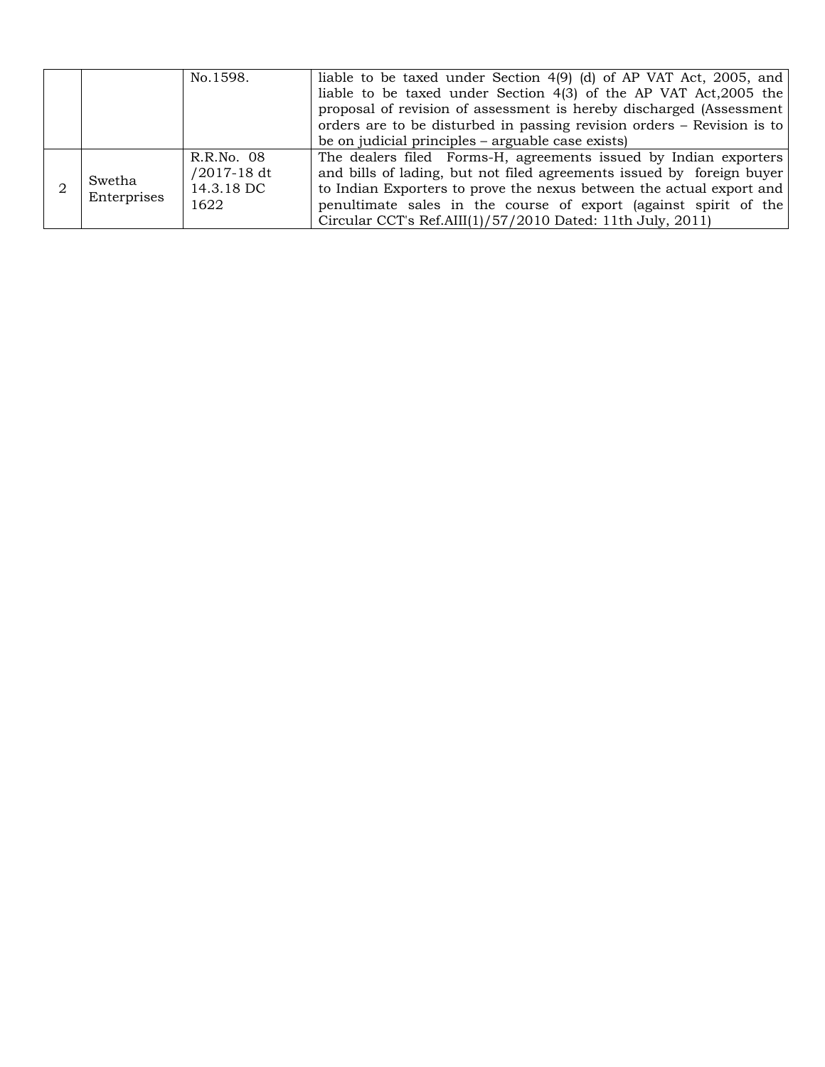| | | | |
|---|---|---|---|
| | | No.1598. | liable to be taxed under Section 4(9) (d) of AP VAT Act, 2005, and liable to be taxed under Section 4(3) of the AP VAT Act,2005 the proposal of revision of assessment is hereby discharged (Assessment orders are to be disturbed in passing revision orders – Revision is to be on judicial principles – arguable case exists) |
| 2 | Swetha Enterprises | R.R.No. 08 /2017-18 dt 14.3.18 DC 1622 | The dealers filed Forms-H, agreements issued by Indian exporters and bills of lading, but not filed agreements issued by foreign buyer to Indian Exporters to prove the nexus between the actual export and penultimate sales in the course of export (against spirit of the Circular CCT's Ref.AIII(1)/57/2010 Dated: 11th July, 2011) |